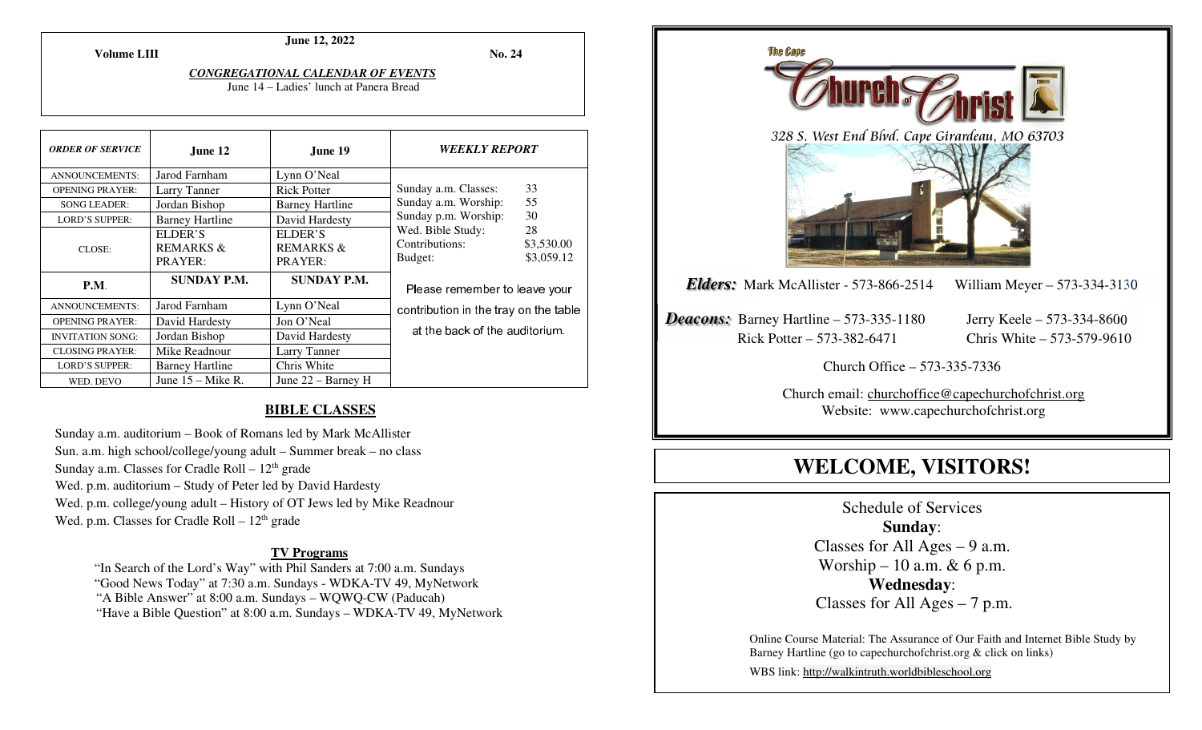June 12, 2022

**Volume LIII** **No. 24**

***CONGREGATIONAL CALENDAR OF EVENTS***

June 14 – Ladies' lunch at Panera Bread

| *ORDER OF SERVICE* | June 12 | June 19 | *WEEKLY REPORT* |
|---|---|---|---|
| ANNOUNCEMENTS: | Jarod Farnham | Lynn O'Neal | |
| OPENING PRAYER: | Larry Tanner | Rick Potter | Sunday a.m. Classes: 33 |
| SONG LEADER: | Jordan Bishop | Barney Hartline | Sunday a.m. Worship: 55 |
| LORD'S SUPPER: | Barney Hartline | David Hardesty | Sunday p.m. Worship: 30 |
| CLOSE: | ELDER'S REMARKS & PRAYER: | ELDER'S REMARKS & PRAYER: | Wed. Bible Study: 28<br>Contributions: \$3,530.00<br>Budget: \$3,059.12 |
| **P.M.** | **SUNDAY P.M.** | **SUNDAY P.M.** | Please remember to leave your contribution in the tray on the table at the back of the auditorium. |
| ANNOUNCEMENTS: | Jarod Farnham | Lynn O'Neal | |
| OPENING PRAYER: | David Hardesty | Jon O'Neal | |
| INVITATION SONG: | Jordan Bishop | David Hardesty | |
| CLOSING PRAYER: | Mike Readnour | Larry Tanner | |
| LORD'S SUPPER: | Barney Hartline | Chris White | |
| WED. DEVO | June 15 – Mike R. | June 22 – Barney H | |

## BIBLE CLASSES

Sunday a.m. auditorium – Book of Romans led by Mark McAllister
Sun. a.m. high school/college/young adult – Summer break – no class
Sunday a.m. Classes for Cradle Roll – 12th grade
Wed. p.m. auditorium – Study of Peter led by David Hardesty
Wed. p.m. college/young adult – History of OT Jews led by Mike Readnour
Wed. p.m. Classes for Cradle Roll – 12th grade

### TV Programs

"In Search of the Lord's Way" with Phil Sanders at 7:00 a.m. Sundays
"Good News Today" at 7:30 a.m. Sundays - WDKA-TV 49, MyNetwork
"A Bible Answer" at 8:00 a.m. Sundays – WQWQ-CW (Paducah)
"Have a Bible Question" at 8:00 a.m. Sundays – WDKA-TV 49, MyNetwork

The Cape

# Church of Christ

*328 S. West End Blvd. Cape Girardeau, MO 63703*

***Elders:*** Mark McAllister - 573-866-2514 William Meyer – 573-334-3130

***Deacons:*** Barney Hartline – 573-335-1180 Jerry Keele – 573-334-8600
Rick Potter – 573-382-6471 Chris White – 573-579-9610

Church Office – 573-335-7336

Church email: churchoffice@capechurchofchrist.org
Website: www.capechurchofchrist.org

# WELCOME, VISITORS!

Schedule of Services
**Sunday**:
Classes for All Ages – 9 a.m.
Worship – 10 a.m. & 6 p.m.
**Wednesday**:
Classes for All Ages – 7 p.m.

Online Course Material: The Assurance of Our Faith and Internet Bible Study by Barney Hartline (go to capechurchofchrist.org & click on links)

WBS link: http://walkintruth.worldbibleschool.org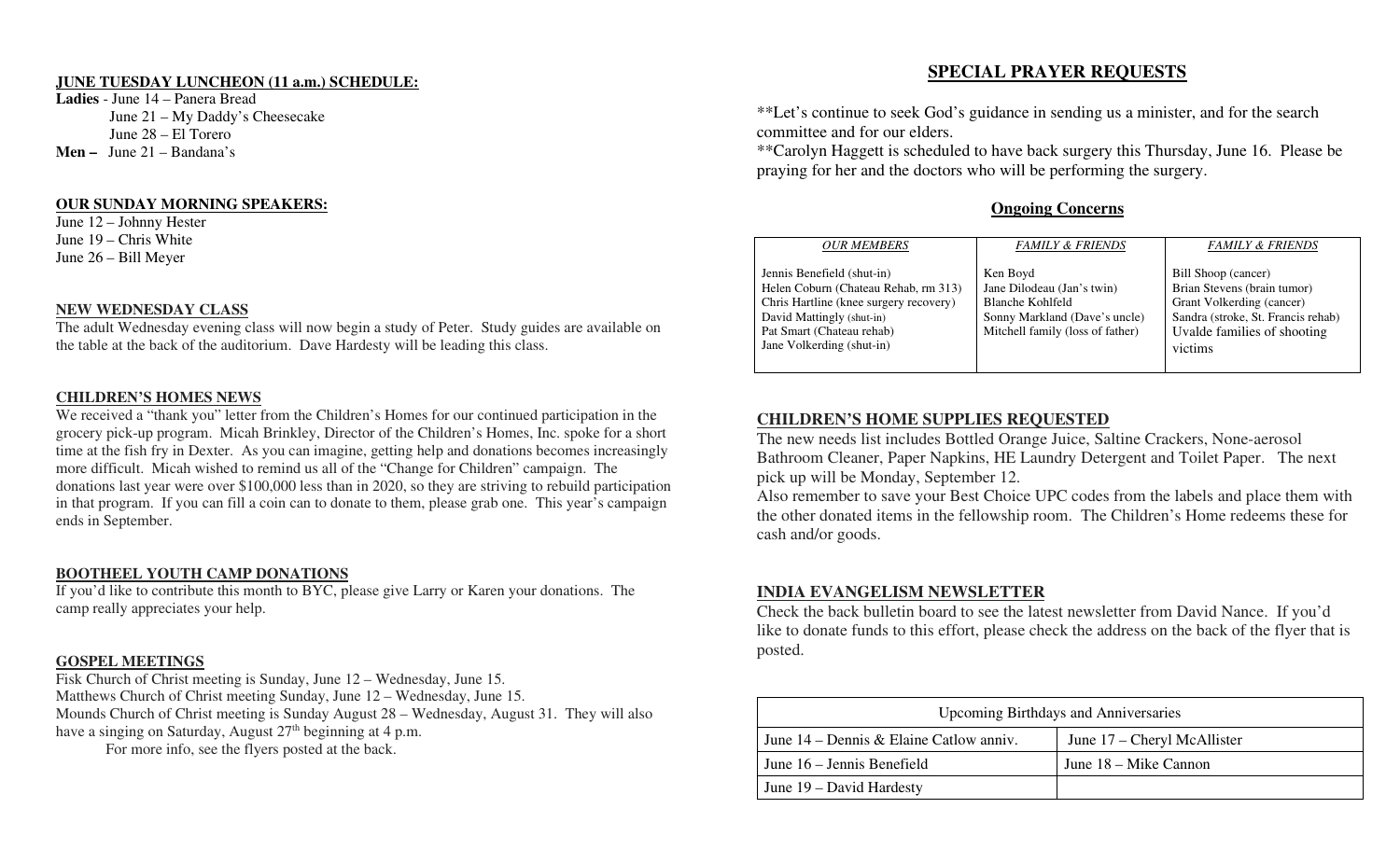**JUNE TUESDAY LUNCHEON (11 a.m.) SCHEDULE:**

**Ladies** - June 14 – Panera Bread
June 21 – My Daddy's Cheesecake
June 28 – El Torero

**Men –** June 21 – Bandana's

**OUR SUNDAY MORNING SPEAKERS:**

June 12 – Johnny Hester
June 19 – Chris White
June 26 – Bill Meyer

**NEW WEDNESDAY CLASS**

The adult Wednesday evening class will now begin a study of Peter. Study guides are available on the table at the back of the auditorium. Dave Hardesty will be leading this class.

**CHILDREN'S HOMES NEWS**

We received a "thank you" letter from the Children's Homes for our continued participation in the grocery pick-up program. Micah Brinkley, Director of the Children's Homes, Inc. spoke for a short time at the fish fry in Dexter. As you can imagine, getting help and donations becomes increasingly more difficult. Micah wished to remind us all of the "Change for Children" campaign. The donations last year were over $100,000 less than in 2020, so they are striving to rebuild participation in that program. If you can fill a coin can to donate to them, please grab one. This year's campaign ends in September.

**BOOTHEEL YOUTH CAMP DONATIONS**

If you'd like to contribute this month to BYC, please give Larry or Karen your donations. The camp really appreciates your help.

**GOSPEL MEETINGS**

Fisk Church of Christ meeting is Sunday, June 12 – Wednesday, June 15.
Matthews Church of Christ meeting Sunday, June 12 – Wednesday, June 15.
Mounds Church of Christ meeting is Sunday August 28 – Wednesday, August 31. They will also have a singing on Saturday, August 27th beginning at 4 p.m.
For more info, see the flyers posted at the back.

## SPECIAL PRAYER REQUESTS

**Let's continue to seek God's guidance in sending us a minister, and for the search committee and for our elders.
**Carolyn Haggett is scheduled to have back surgery this Thursday, June 16. Please be praying for her and the doctors who will be performing the surgery.

**Ongoing Concerns**

| *OUR MEMBERS* | *FAMILY & FRIENDS* | *FAMILY & FRIENDS* |
|---|---|---|
| Jennis Benefield (shut-in)<br>Helen Coburn (Chateau Rehab, rm 313)<br>Chris Hartline (knee surgery recovery)<br>David Mattingly (shut-in)<br>Pat Smart (Chateau rehab)<br>Jane Volkerding (shut-in) | Ken Boyd<br>Jane Dilodeau (Jan's twin)<br>Blanche Kohlfeld<br>Sonny Markland (Dave's uncle)<br>Mitchell family (loss of father) | Bill Shoop (cancer)<br>Brian Stevens (brain tumor)<br>Grant Volkerding (cancer)<br>Sandra (stroke, St. Francis rehab)<br>Uvalde families of shooting victims |

**CHILDREN'S HOME SUPPLIES REQUESTED**

The new needs list includes Bottled Orange Juice, Saltine Crackers, None-aerosol Bathroom Cleaner, Paper Napkins, HE Laundry Detergent and Toilet Paper. The next pick up will be Monday, September 12.
Also remember to save your Best Choice UPC codes from the labels and place them with the other donated items in the fellowship room. The Children's Home redeems these for cash and/or goods.

**INDIA EVANGELISM NEWSLETTER**

Check the back bulletin board to see the latest newsletter from David Nance. If you'd like to donate funds to this effort, please check the address on the back of the flyer that is posted.

| Upcoming Birthdays and Anniversaries | |
|---|---|
| June 14 – Dennis & Elaine Catlow anniv. | June 17 – Cheryl McAllister |
| June 16 – Jennis Benefield | June 18 – Mike Cannon |
| June 19 – David Hardesty | |